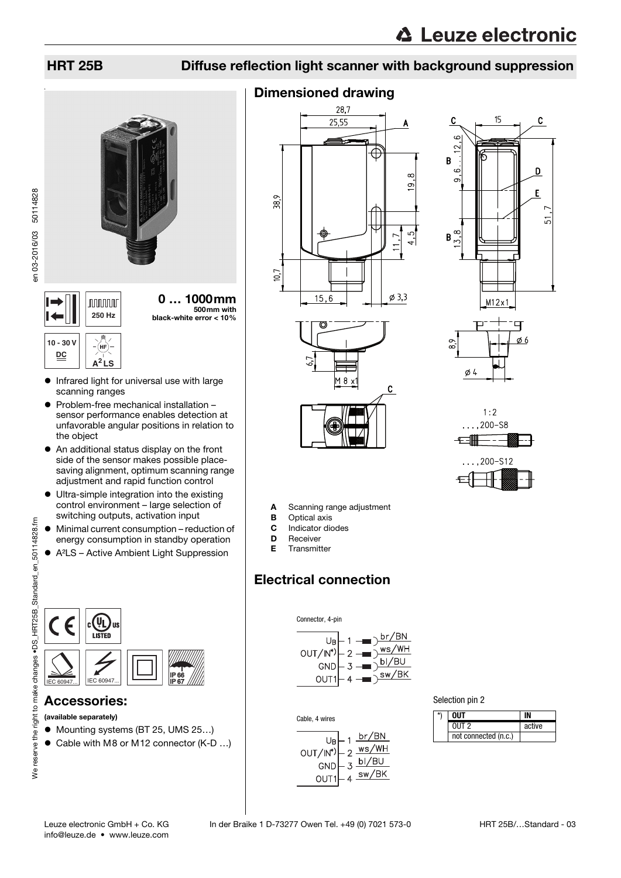# HRT 25B Diffuse reflection light scanner with background suppression

**0 … 1000mm**
500mm with black-white error < 10%

250 Hz

10 - 30 V DC

A²LS

- Infrared light for universal use with large scanning ranges
- Problem-free mechanical installation – sensor performance enables detection at unfavorable angular positions in relation to the object
- An additional status display on the front side of the sensor makes possible place-saving alignment, optimum scanning range adjustment and rapid function control
- Ultra-simple integration into the existing control environment – large selection of switching outputs, activation input
- Minimal current consumption – reduction of energy consumption in standby operation
- A²LS – Active Ambient Light Suppression

IEC 60947... IEC 60947... IP 66 IP 67

## Accessories:

**(available separately)**

- Mounting systems (BT 25, UMS 25…)
- Cable with M8 or M12 connector (K-D …)

## Dimensioned drawing

- **A** Scanning range adjustment
- **B** Optical axis
- **C** Indicator diodes
- **D** Receiver
- **E** Transmitter

## Electrical connection

Connector, 4-pin

| Pin | Signal | Wire |
|---|---|---|
| 1 | UB | br/BN |
| 2 | OUT/IN*) | ws/WH |
| 3 | GND | bl/BU |
| 4 | OUT1 | sw/BK |

Cable, 4 wires

| Wire | Signal | Color |
|---|---|---|
| 1 | UB | br/BN |
| 2 | OUT/IN*) | ws/WH |
| 3 | GND | bl/BU |
| 4 | OUT1 | sw/BK |

Selection pin 2

| *) | OUT | IN |
|---|---|---|
| | OUT 2 | active |
| | not connected (n.c.) | |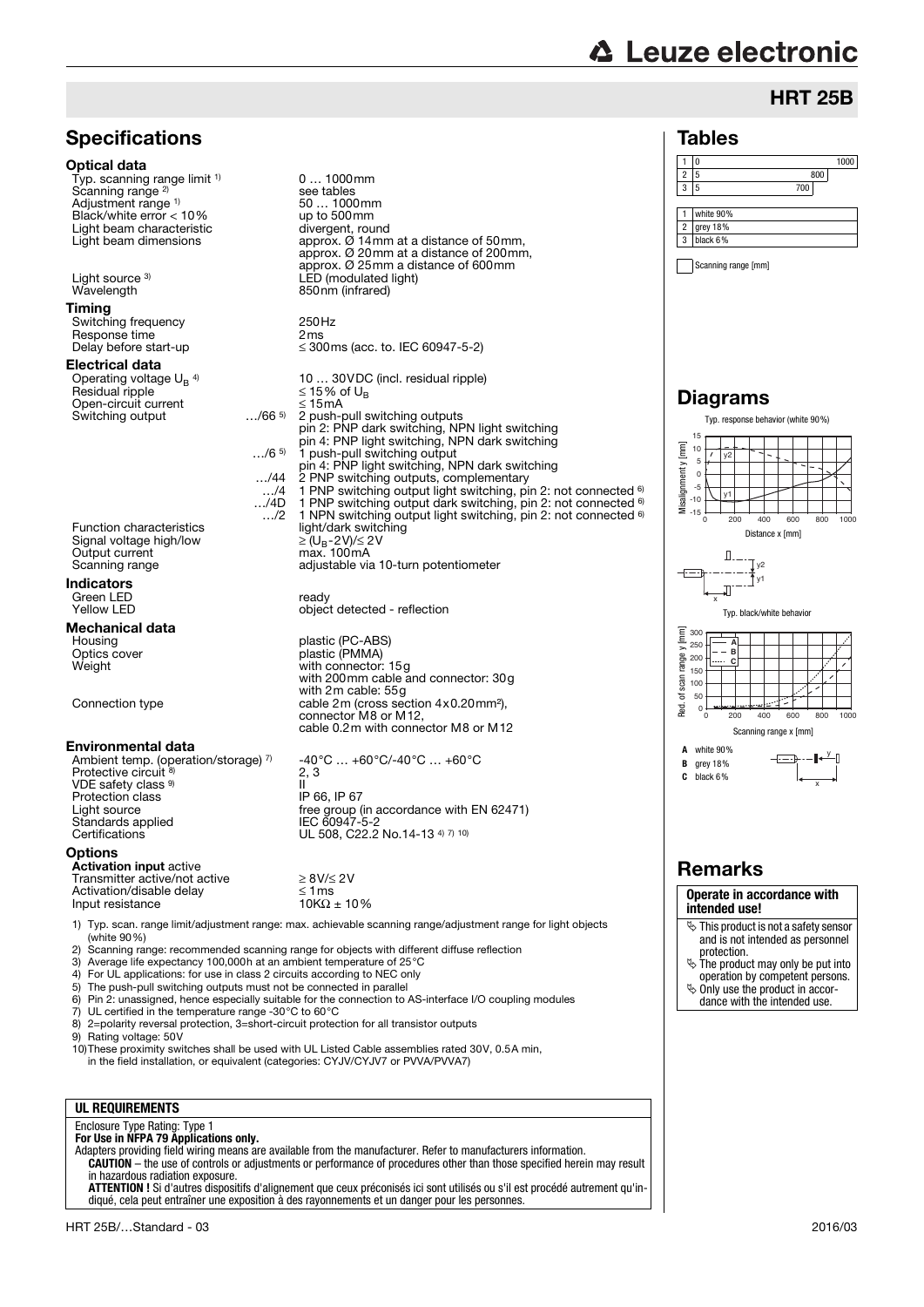## HRT 25B

## Specifications

### Optical data

| | | |
|---|---|---|
| Typ. scanning range limit [1] | | 0 … 1000mm |
| Scanning range [2] | | see tables |
| Adjustment range [1] | | 50 … 1000mm |
| Black/white error < 10% | | up to 500mm |
| Light beam characteristic | | divergent, round |
| Light beam dimensions | | approx. Ø 14mm at a distance of 50mm, approx. Ø 20mm at a distance of 200mm, approx. Ø 25mm a distance of 600mm |
| Light source [3] | | LED (modulated light) |
| Wavelength | | 850nm (infrared) |

### Timing

| | | |
|---|---|---|
| Switching frequency | | 250Hz |
| Response time | | 2ms |
| Delay before start-up | | ≤ 300ms (acc. to. IEC 60947-5-2) |

### Electrical data

| | | |
|---|---|---|
| Operating voltage $U_B$ [4] | | 10 … 30VDC (incl. residual ripple) |
| Residual ripple | | ≤ 15% of $U_B$ |
| Open-circuit current | | ≤ 15mA |
| Switching output | …/66 [5] | 2 push-pull switching outputs pin 2: PNP dark switching, NPN light switching pin 4: PNP light switching, NPN dark switching |
| | …/6 [5] | 1 push-pull switching output pin 4: PNP light switching, NPN dark switching |
| | …/44 | 2 PNP switching outputs, complementary |
| | …/4 | 1 PNP switching output light switching, pin 2: not connected [6] |
| | …/4D | 1 PNP switching output dark switching, pin 2: not connected [6] |
| | …/2 | 1 NPN switching output light switching, pin 2: not connected [6] |
| Function characteristics | | light/dark switching |
| Signal voltage high/low | | ≥ ($U_B$-2V)/≤ 2V |
| Output current | | max. 100mA |
| Scanning range | | adjustable via 10-turn potentiometer |

### Indicators

| | |
|---|---|
| Green LED | ready |
| Yellow LED | object detected - reflection |

### Mechanical data

| | |
|---|---|
| Housing | plastic (PC-ABS) |
| Optics cover | plastic (PMMA) |
| Weight | with connector: 15g with 200mm cable and connector: 30g with 2m cable: 55g |
| Connection type | cable 2m (cross section 4x0.20mm²), connector M8 or M12, cable 0.2m with connector M8 or M12 |

### Environmental data

| | |
|---|---|
| Ambient temp. (operation/storage) [7] | -40°C … +60°C/-40°C … +60°C |
| Protective circuit [8] | 2, 3 |
| VDE safety class [9] | II |
| Protection class | IP 66, IP 67 |
| Light source | free group (in accordance with EN 62471) |
| Standards applied | IEC 60947-5-2 |
| Certifications | UL 508, C22.2 No.14-13 [4] [7] [10] |

### Options

**Activation input** active

| | |
|---|---|
| Transmitter active/not active | ≥ 8V/≤ 2V |
| Activation/disable delay | ≤ 1ms |
| Input resistance | 10KΩ ± 10% |

1) Typ. scan. range limit/adjustment range: max. achievable scanning range/adjustment range for light objects (white 90%)
2) Scanning range: recommended scanning range for objects with different diffuse reflection
3) Average life expectancy 100,000h at an ambient temperature of 25°C
4) For UL applications: for use in class 2 circuits according to NEC only
5) The push-pull switching outputs must not be connected in parallel
6) Pin 2: unassigned, hence especially suitable for the connection to AS-interface I/O coupling modules
7) UL certified in the temperature range -30°C to 60°C
8) 2=polarity reversal protection, 3=short-circuit protection for all transistor outputs
9) Rating voltage: 50V
10) These proximity switches shall be used with UL Listed Cable assemblies rated 30V, 0.5A min, in the field installation, or equivalent (categories: CYJV/CYJV7 or PVVA/PVVA7)

**UL REQUIREMENTS**

Enclosure Type Rating: Type 1
**For Use in NFPA 79 Applications only.**
Adapters providing field wiring means are available from the manufacturer. Refer to manufacturers information.
**CAUTION** – the use of controls or adjustments or performance of procedures other than those specified herein may result in hazardous radiation exposure.
**ATTENTION !** Si d'autres dispositifs d'alignement que ceux préconisés ici sont utilisés ou s'il est procédé autrement qu'indiqué, cela peut entraîner une exposition à des rayonnements et un danger pour les personnes.

## Tables

| | Scanning range [mm] |
|---|---|
| 1 | 0 … 1000 |
| 2 | 5 … 800 |
| 3 | 5 … 700 |

| | |
|---|---|
| 1 | white 90% |
| 2 | grey 18% |
| 3 | black 6% |

## Diagrams

Typ. response behavior (white 90%)

Typ. black/white behavior

A white 90%
B grey 18%
C black 6%

## Remarks

**Operate in accordance with intended use!**

- This product is not a safety sensor and is not intended as personnel protection.
- The product may only be put into operation by competent persons.
- Only use the product in accordance with the intended use.

HRT 25B/…Standard - 03 2016/03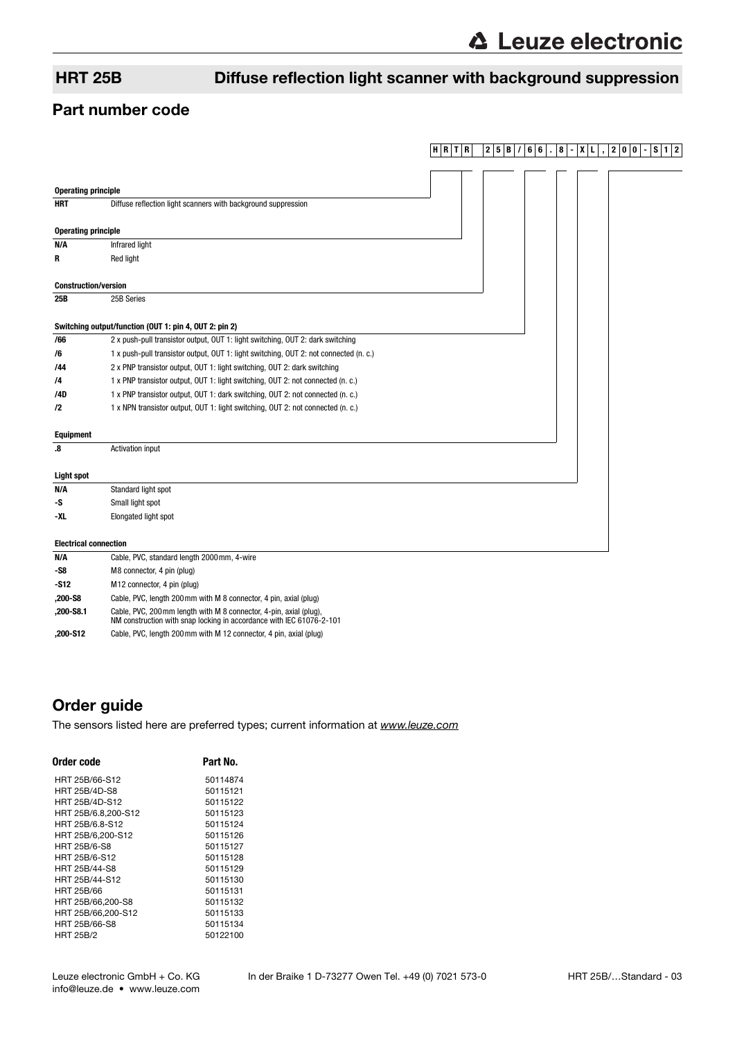# HRT 25B — Diffuse reflection light scanner with background suppression

## Part number code

H R T R 2 5 B / 6 6 . 8 - X L , 2 0 0 - S 1 2

**Operating principle**

| | |
|---|---|
| **HRT** | Diffuse reflection light scanners with background suppression |

**Operating principle**

| | |
|---|---|
| **N/A** | Infrared light |
| **R** | Red light |

**Construction/version**

| | |
|---|---|
| **25B** | 25B Series |

**Switching output/function (OUT 1: pin 4, OUT 2: pin 2)**

| | |
|---|---|
| **/66** | 2 x push-pull transistor output, OUT 1: light switching, OUT 2: dark switching |
| **/6** | 1 x push-pull transistor output, OUT 1: light switching, OUT 2: not connected (n. c.) |
| **/44** | 2 x PNP transistor output, OUT 1: light switching, OUT 2: dark switching |
| **/4** | 1 x PNP transistor output, OUT 1: light switching, OUT 2: not connected (n. c.) |
| **/4D** | 1 x PNP transistor output, OUT 1: dark switching, OUT 2: not connected (n. c.) |
| **/2** | 1 x NPN transistor output, OUT 1: light switching, OUT 2: not connected (n. c.) |

**Equipment**

| | |
|---|---|
| **.8** | Activation input |

**Light spot**

| | |
|---|---|
| **N/A** | Standard light spot |
| **-S** | Small light spot |
| **-XL** | Elongated light spot |

**Electrical connection**

| | |
|---|---|
| **N/A** | Cable, PVC, standard length 2000mm, 4-wire |
| **-S8** | M8 connector, 4 pin (plug) |
| **-S12** | M12 connector, 4 pin (plug) |
| **,200-S8** | Cable, PVC, length 200mm with M 8 connector, 4 pin, axial (plug) |
| **,200-S8.1** | Cable, PVC, 200mm length with M 8 connector, 4-pin, axial (plug), NM construction with snap locking in accordance with IEC 61076-2-101 |
| **,200-S12** | Cable, PVC, length 200mm with M 12 connector, 4 pin, axial (plug) |

## Order guide

The sensors listed here are preferred types; current information at *www.leuze.com*

| Order code | Part No. |
|---|---|
| HRT 25B/66-S12 | 50114874 |
| HRT 25B/4D-S8 | 50115121 |
| HRT 25B/4D-S12 | 50115122 |
| HRT 25B/6.8,200-S12 | 50115123 |
| HRT 25B/6.8-S12 | 50115124 |
| HRT 25B/6,200-S12 | 50115126 |
| HRT 25B/6-S8 | 50115127 |
| HRT 25B/6-S12 | 50115128 |
| HRT 25B/44-S8 | 50115129 |
| HRT 25B/44-S12 | 50115130 |
| HRT 25B/66 | 50115131 |
| HRT 25B/66,200-S8 | 50115132 |
| HRT 25B/66,200-S12 | 50115133 |
| HRT 25B/66-S8 | 50115134 |
| HRT 25B/2 | 50122100 |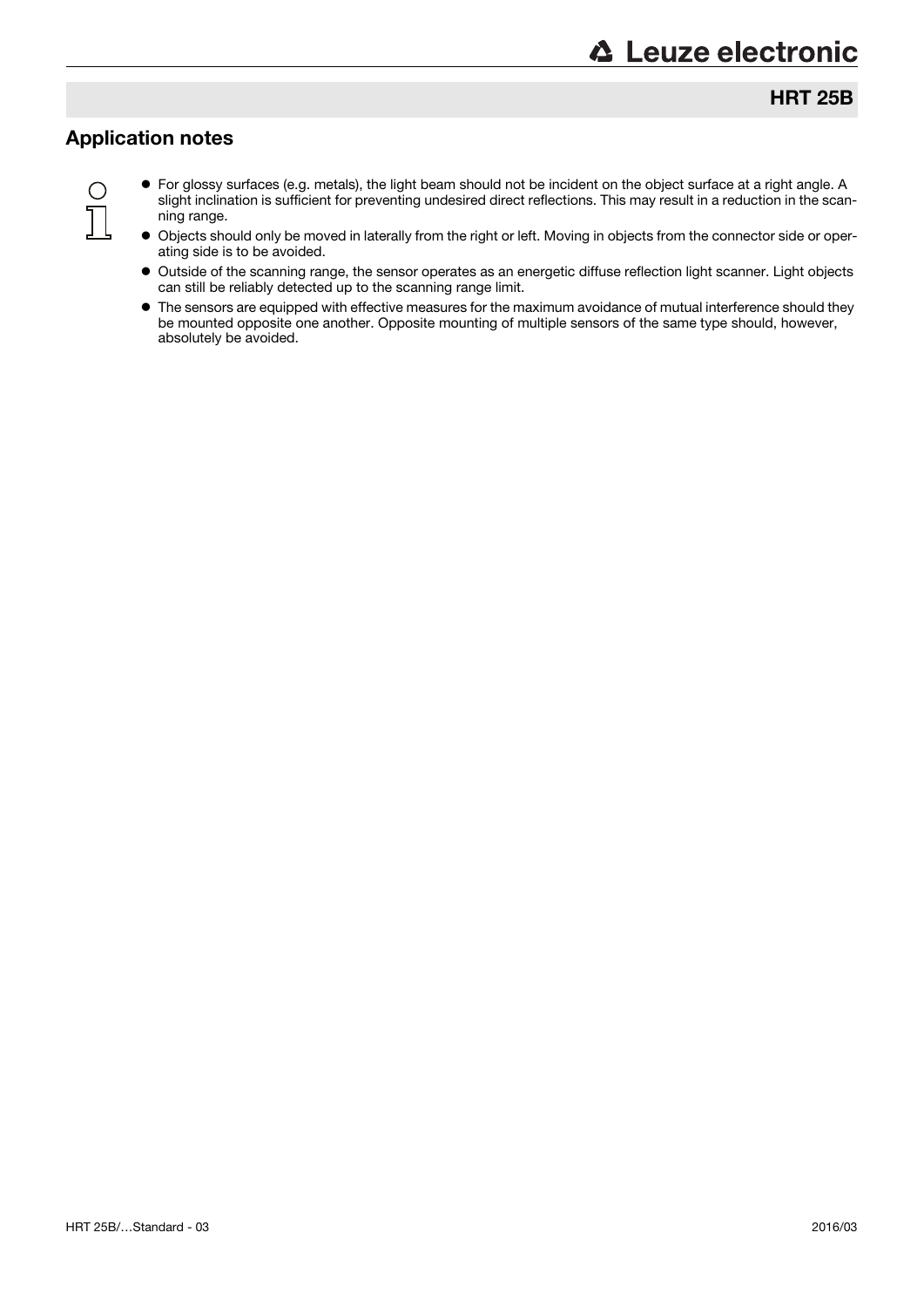## Application notes

- For glossy surfaces (e.g. metals), the light beam should not be incident on the object surface at a right angle. A slight inclination is sufficient for preventing undesired direct reflections. This may result in a reduction in the scanning range.
- Objects should only be moved in laterally from the right or left. Moving in objects from the connector side or operating side is to be avoided.
- Outside of the scanning range, the sensor operates as an energetic diffuse reflection light scanner. Light objects can still be reliably detected up to the scanning range limit.
- The sensors are equipped with effective measures for the maximum avoidance of mutual interference should they be mounted opposite one another. Opposite mounting of multiple sensors of the same type should, however, absolutely be avoided.